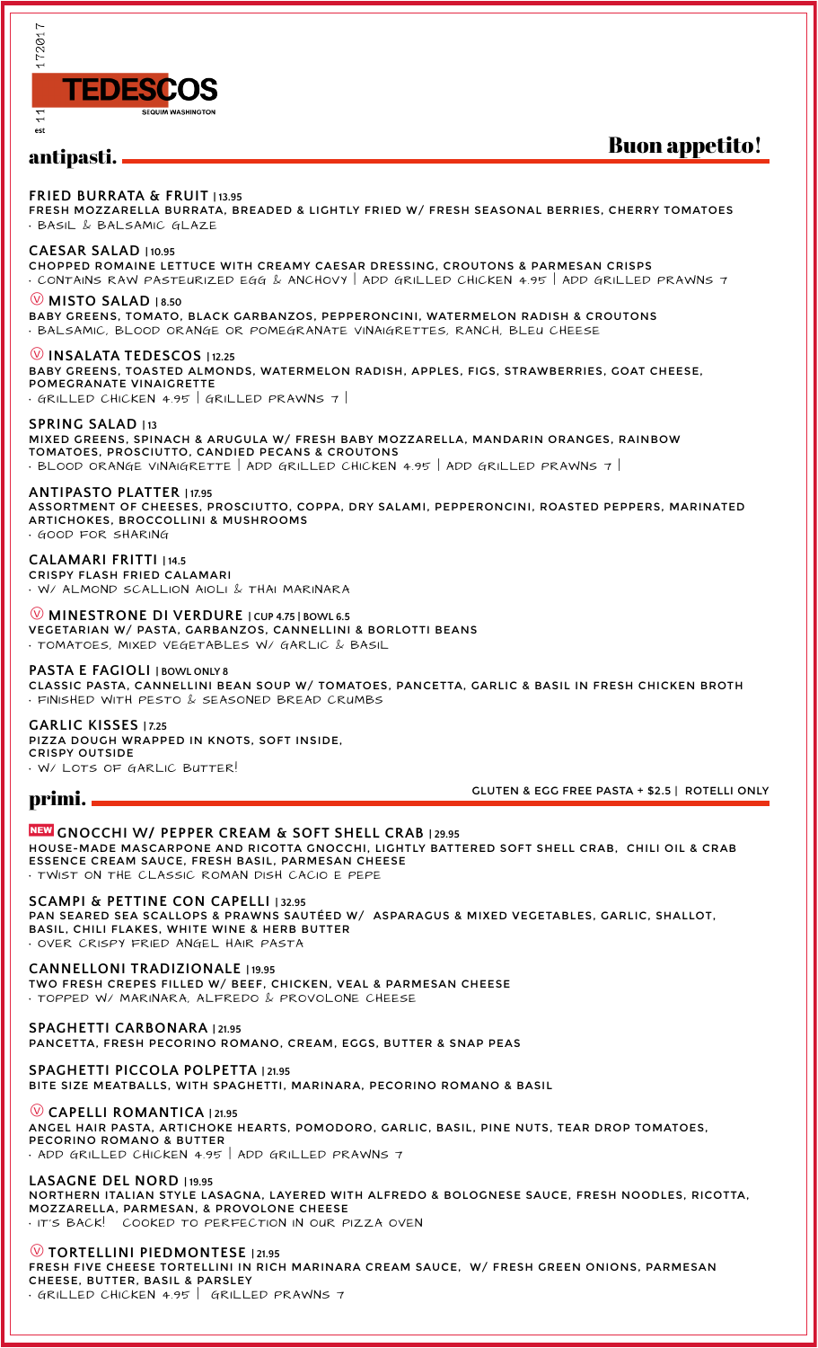est 11 172017

# TEDESCOS

SEQUIM WASHINGTON

## antipasti.

## Buon appetito!

**FRIED BURRATA & FRUIT | 13.95**
FRESH MOZZARELLA BURRATA, BREADED & LIGHTLY FRIED W/ FRESH SEASONAL BERRIES, CHERRY TOMATOES
· BASIL & BALSAMIC GLAZE

**CAESAR SALAD | 10.95**
CHOPPED ROMAINE LETTUCE WITH CREAMY CAESAR DRESSING, CROUTONS & PARMESAN CRISPS
· CONTAINS RAW PASTEURIZED EGG & ANCHOVY | ADD GRILLED CHICKEN 4.95 | ADD GRILLED PRAWNS 7

**Ⓥ MISTO SALAD | 8.50**
BABY GREENS, TOMATO, BLACK GARBANZOS, PEPPERONCINI, WATERMELON RADISH & CROUTONS
· BALSAMIC, BLOOD ORANGE OR POMEGRANATE VINAIGRETTES, RANCH, BLEU CHEESE

**Ⓥ INSALATA TEDESCOS | 12.25**
BABY GREENS, TOASTED ALMONDS, WATERMELON RADISH, APPLES, FIGS, STRAWBERRIES, GOAT CHEESE, POMEGRANATE VINAIGRETTE
· GRILLED CHICKEN 4.95 | GRILLED PRAWNS 7 |

**SPRING SALAD | 13**
MIXED GREENS, SPINACH & ARUGULA W/ FRESH BABY MOZZARELLA, MANDARIN ORANGES, RAINBOW TOMATOES, PROSCIUTTO, CANDIED PECANS & CROUTONS
· BLOOD ORANGE VINAIGRETTE | ADD GRILLED CHICKEN 4.95 | ADD GRILLED PRAWNS 7 |

**ANTIPASTO PLATTER | 17.95**
ASSORTMENT OF CHEESES, PROSCIUTTO, COPPA, DRY SALAMI, PEPPERONCINI, ROASTED PEPPERS, MARINATED ARTICHOKES, BROCCOLLINI & MUSHROOMS
· GOOD FOR SHARING

**CALAMARI FRITTI | 14.5**
CRISPY FLASH FRIED CALAMARI
· W/ ALMOND SCALLION AIOLI & THAI MARINARA

**Ⓥ MINESTRONE DI VERDURE | CUP 4.75 | BOWL 6.5**
VEGETARIAN W/ PASTA, GARBANZOS, CANNELLINI & BORLOTTI BEANS
· TOMATOES, MIXED VEGETABLES W/ GARLIC & BASIL

**PASTA E FAGIOLI | BOWL ONLY 8**
CLASSIC PASTA, CANNELLINI BEAN SOUP W/ TOMATOES, PANCETTA, GARLIC & BASIL IN FRESH CHICKEN BROTH
· FINISHED WITH PESTO & SEASONED BREAD CRUMBS

**GARLIC KISSES | 7.25**
PIZZA DOUGH WRAPPED IN KNOTS, SOFT INSIDE, CRISPY OUTSIDE
· W/ LOTS OF GARLIC BUTTER!

## primi.

GLUTEN & EGG FREE PASTA + $2.5 | ROTELLI ONLY

**NEW GNOCCHI W/ PEPPER CREAM & SOFT SHELL CRAB | 29.95**
HOUSE-MADE MASCARPONE AND RICOTTA GNOCCHI, LIGHTLY BATTERED SOFT SHELL CRAB, CHILI OIL & CRAB ESSENCE CREAM SAUCE, FRESH BASIL, PARMESAN CHEESE
· TWIST ON THE CLASSIC ROMAN DISH CACIO E PEPE

**SCAMPI & PETTINE CON CAPELLI | 32.95**
PAN SEARED SEA SCALLOPS & PRAWNS SAUTÉED W/ ASPARAGUS & MIXED VEGETABLES, GARLIC, SHALLOT, BASIL, CHILI FLAKES, WHITE WINE & HERB BUTTER
· OVER CRISPY FRIED ANGEL HAIR PASTA

**CANNELLONI TRADIZIONALE | 19.95**
TWO FRESH CREPES FILLED W/ BEEF, CHICKEN, VEAL & PARMESAN CHEESE
· TOPPED W/ MARINARA, ALFREDO & PROVOLONE CHEESE

**SPAGHETTI CARBONARA | 21.95**
PANCETTA, FRESH PECORINO ROMANO, CREAM, EGGS, BUTTER & SNAP PEAS

**SPAGHETTI PICCOLA POLPETTA | 21.95**
BITE SIZE MEATBALLS, WITH SPAGHETTI, MARINARA, PECORINO ROMANO & BASIL

**Ⓥ CAPELLI ROMANTICA | 21.95**
ANGEL HAIR PASTA, ARTICHOKE HEARTS, POMODORO, GARLIC, BASIL, PINE NUTS, TEAR DROP TOMATOES, PECORINO ROMANO & BUTTER
· ADD GRILLED CHICKEN 4.95 | ADD GRILLED PRAWNS 7

**LASAGNE DEL NORD | 19.95**
NORTHERN ITALIAN STYLE LASAGNA, LAYERED WITH ALFREDO & BOLOGNESE SAUCE, FRESH NOODLES, RICOTTA, MOZZARELLA, PARMESAN, & PROVOLONE CHEESE
· IT'S BACK! COOKED TO PERFECTION IN OUR PIZZA OVEN

**Ⓥ TORTELLINI PIEDMONTESE | 21.95**
FRESH FIVE CHEESE TORTELLINI IN RICH MARINARA CREAM SAUCE, W/ FRESH GREEN ONIONS, PARMESAN CHEESE, BUTTER, BASIL & PARSLEY
· GRILLED CHICKEN 4.95 | GRILLED PRAWNS 7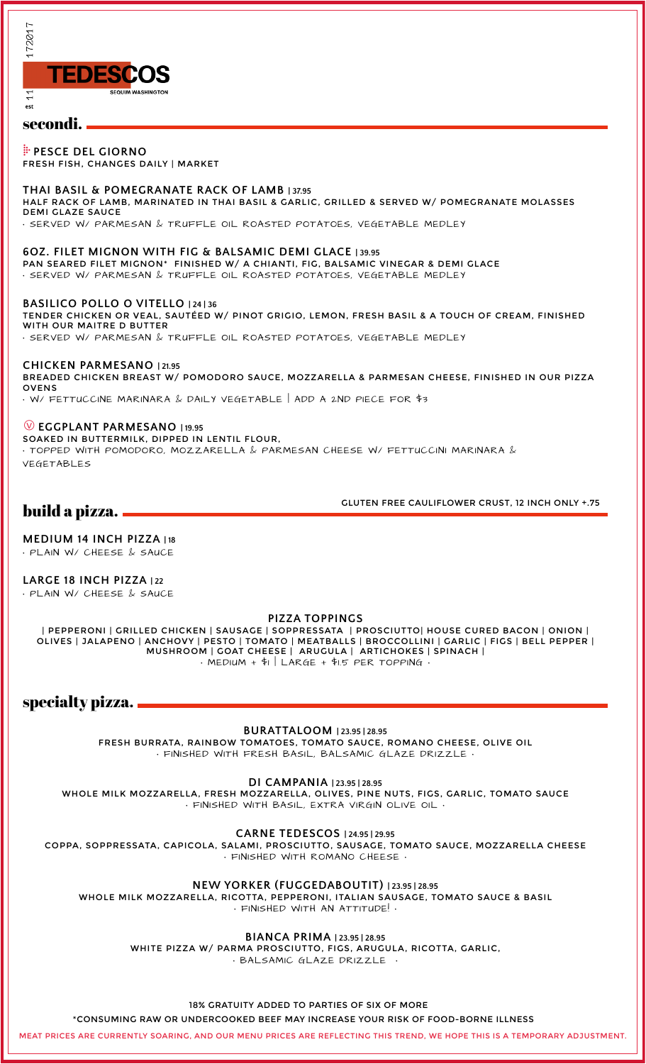TEDESCOS

SEQUIM WASHINGTON

est 11 172017

## secondi.

### PESCE DEL GIORNO
FRESH FISH, CHANGES DAILY | MARKET

### THAI BASIL & POMEGRANATE RACK OF LAMB | 37.95
HALF RACK OF LAMB, MARINATED IN THAI BASIL & GARLIC, GRILLED & SERVED W/ POMEGRANATE MOLASSES DEMI GLAZE SAUCE

· SERVED W/ PARMESAN & TRUFFLE OIL ROASTED POTATOES, VEGETABLE MEDLEY

### 6OZ. FILET MIGNON WITH FIG & BALSAMIC DEMI GLACE | 39.95
PAN SEARED FILET MIGNON* FINISHED W/ A CHIANTI, FIG, BALSAMIC VINEGAR & DEMI GLACE

· SERVED W/ PARMESAN & TRUFFLE OIL ROASTED POTATOES, VEGETABLE MEDLEY

### BASILICO POLLO O VITELLO | 24 | 36
TENDER CHICKEN OR VEAL, SAUTÉED W/ PINOT GRIGIO, LEMON, FRESH BASIL & A TOUCH OF CREAM, FINISHED WITH OUR MAITRE D BUTTER

· SERVED W/ PARMESAN & TRUFFLE OIL ROASTED POTATOES, VEGETABLE MEDLEY

### CHICKEN PARMESANO | 21.95
BREADED CHICKEN BREAST W/ POMODORO SAUCE, MOZZARELLA & PARMESAN CHEESE, FINISHED IN OUR PIZZA OVENS

· W/ FETTUCCINE MARINARA & DAILY VEGETABLE | ADD A 2ND PIECE FOR $3

### Ⓥ EGGPLANT PARMESANO | 19.95
SOAKED IN BUTTERMILK, DIPPED IN LENTIL FLOUR,

· TOPPED WITH POMODORO, MOZZARELLA & PARMESAN CHEESE W/ FETTUCCINI MARINARA & VEGETABLES

## build a pizza.

GLUTEN FREE CAULIFLOWER CRUST, 12 INCH ONLY +.75

### MEDIUM 14 INCH PIZZA | 18
· PLAIN W/ CHEESE & SAUCE

### LARGE 18 INCH PIZZA | 22
· PLAIN W/ CHEESE & SAUCE

### PIZZA TOPPINGS
| PEPPERONI | GRILLED CHICKEN | SAUSAGE | SOPPRESSATA | PROSCIUTTO| HOUSE CURED BACON | ONION | OLIVES | JALAPENO | ANCHOVY | PESTO | TOMATO | MEATBALLS | BROCCOLLINI | GARLIC | FIGS | BELL PEPPER | MUSHROOM | GOAT CHEESE | ARUGULA | ARTICHOKES | SPINACH |

· MEDIUM + $1 | LARGE + $1.5 PER TOPPING ·

## specialty pizza.

### BURATTALOOM | 23.95 | 28.95
FRESH BURRATA, RAINBOW TOMATOES, TOMATO SAUCE, ROMANO CHEESE, OLIVE OIL

· FINISHED WITH FRESH BASIL, BALSAMIC GLAZE DRIZZLE ·

### DI CAMPANIA | 23.95 | 28.95
WHOLE MILK MOZZARELLA, FRESH MOZZARELLA, OLIVES, PINE NUTS, FIGS, GARLIC, TOMATO SAUCE

· FINISHED WITH BASIL, EXTRA VIRGIN OLIVE OIL ·

### CARNE TEDESCOS | 24.95 | 29.95
COPPA, SOPPRESSATA, CAPICOLA, SALAMI, PROSCIUTTO, SAUSAGE, TOMATO SAUCE, MOZZARELLA CHEESE

· FINISHED WITH ROMANO CHEESE ·

### NEW YORKER (FUGGEDABOUTIT) | 23.95 | 28.95
WHOLE MILK MOZZARELLA, RICOTTA, PEPPERONI, ITALIAN SAUSAGE, TOMATO SAUCE & BASIL

· FINISHED WITH AN ATTITUDE! ·

### BIANCA PRIMA | 23.95 | 28.95
WHITE PIZZA W/ PARMA PROSCIUTTO, FIGS, ARUGULA, RICOTTA, GARLIC,

· BALSAMIC GLAZE DRIZZLE ·

18% GRATUITY ADDED TO PARTIES OF SIX OF MORE

*CONSUMING RAW OR UNDERCOOKED BEEF MAY INCREASE YOUR RISK OF FOOD-BORNE ILLNESS

MEAT PRICES ARE CURRENTLY SOARING, AND OUR MENU PRICES ARE REFLECTING THIS TREND, WE HOPE THIS IS A TEMPORARY ADJUSTMENT.